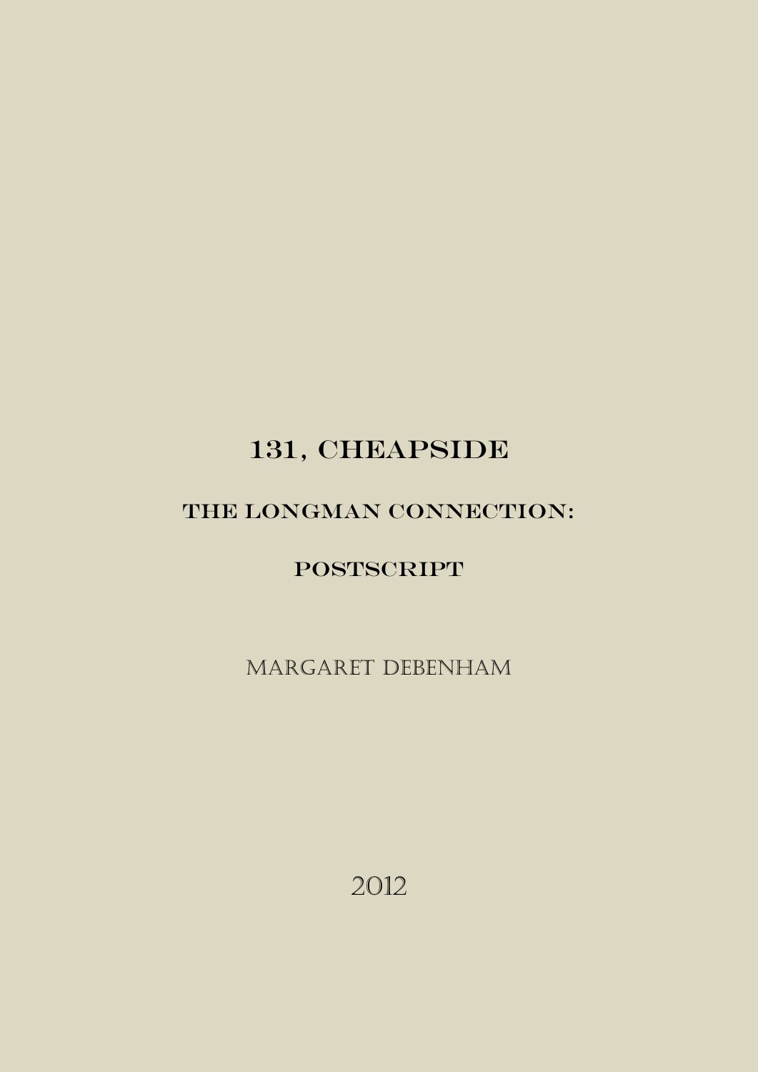# 131, CHEAPSIDE

## THE LONGMAN CONNECTION:

## POSTSCRIPT

MARGARET DEBENHAM

2012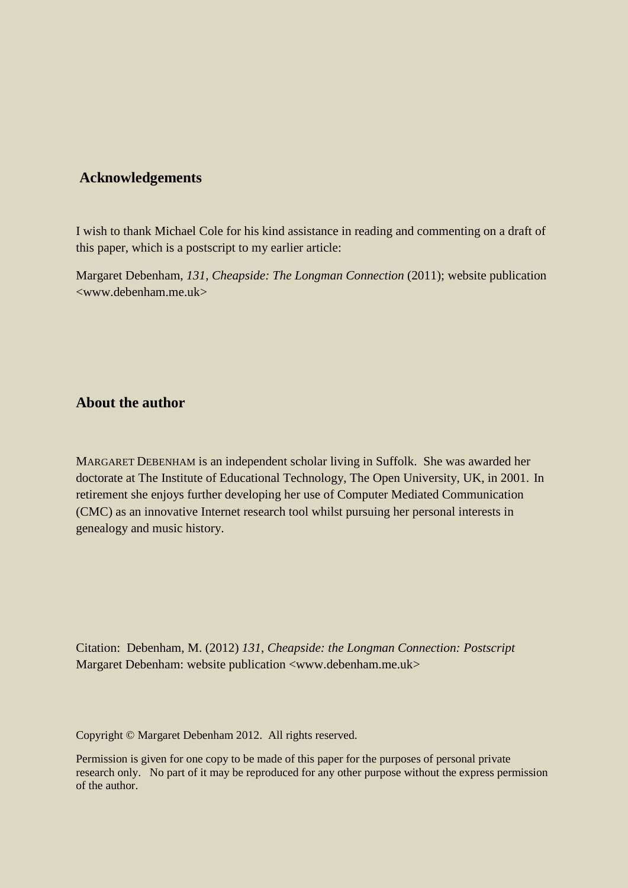## Acknowledgements

I wish to thank Michael Cole for his kind assistance in reading and commenting on a draft of this paper, which is a postscript to my earlier article:

Margaret Debenham, *131, Cheapside: The Longman Connection* (2011); website publication <www.debenham.me.uk>

## About the author

MARGARET DEBENHAM is an independent scholar living in Suffolk. She was awarded her doctorate at The Institute of Educational Technology, The Open University, UK, in 2001. In retirement she enjoys further developing her use of Computer Mediated Communication (CMC) as an innovative Internet research tool whilst pursuing her personal interests in genealogy and music history.

Citation: Debenham, M. (2012) *131, Cheapside: the Longman Connection: Postscript* Margaret Debenham: website publication <www.debenham.me.uk>

Copyright © Margaret Debenham 2012. All rights reserved.

Permission is given for one copy to be made of this paper for the purposes of personal private research only. No part of it may be reproduced for any other purpose without the express permission of the author.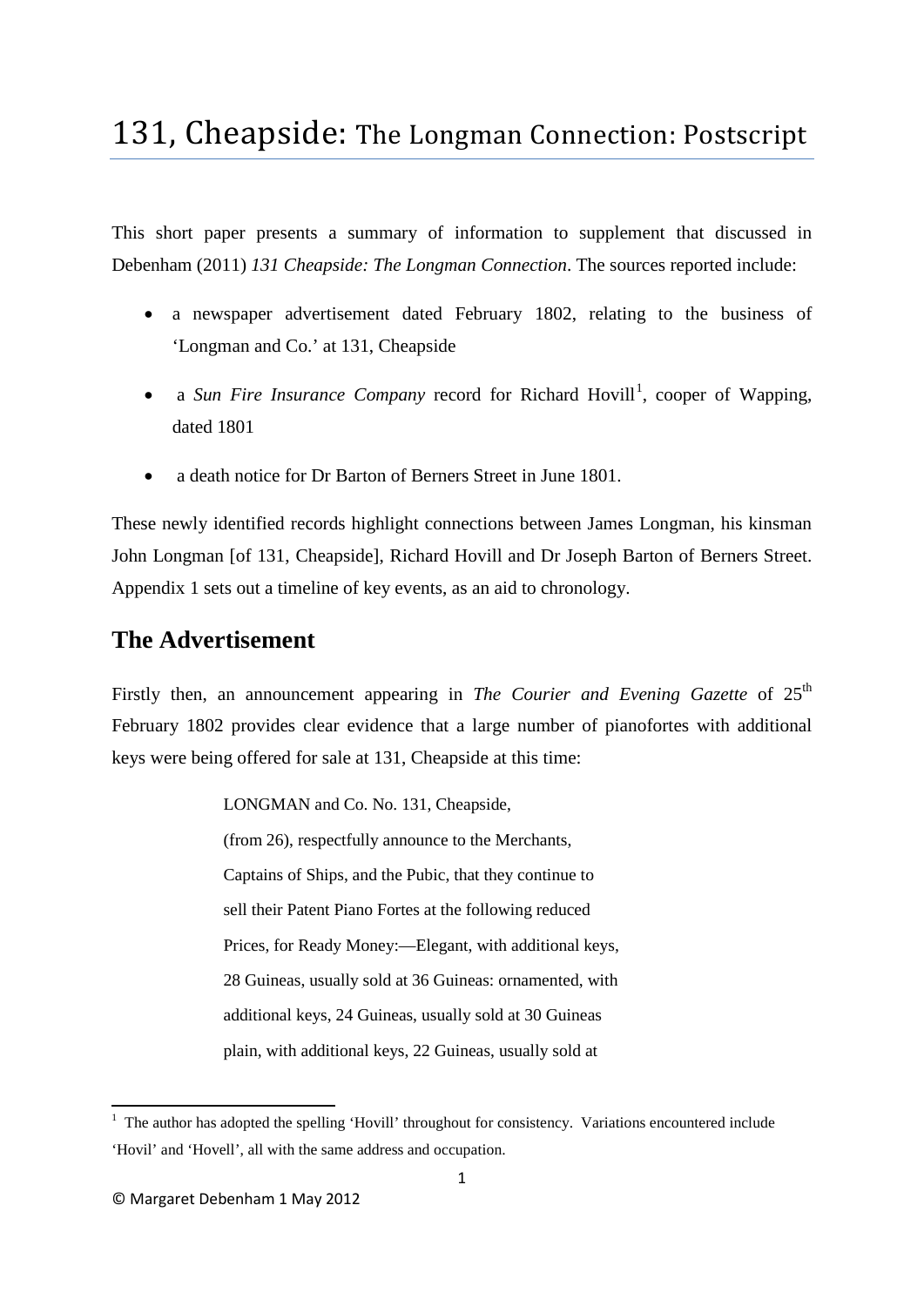# 131, Cheapside: The Longman Connection: Postscript

This short paper presents a summary of information to supplement that discussed in Debenham (2011) *131 Cheapside: The Longman Connection*. The sources reported include:

- a newspaper advertisement dated February 1802, relating to the business of 'Longman and Co.' at 131, Cheapside
- a *Sun Fire Insurance Company* record for Richard Hovill[1], cooper of Wapping, dated 1801
- a death notice for Dr Barton of Berners Street in June 1801.

These newly identified records highlight connections between James Longman, his kinsman John Longman [of 131, Cheapside], Richard Hovill and Dr Joseph Barton of Berners Street. Appendix 1 sets out a timeline of key events, as an aid to chronology.

## The Advertisement

Firstly then, an announcement appearing in *The Courier and Evening Gazette* of 25[th] February 1802 provides clear evidence that a large number of pianofortes with additional keys were being offered for sale at 131, Cheapside at this time:

> LONGMAN and Co. No. 131, Cheapside,
> (from 26), respectfully announce to the Merchants,
> Captains of Ships, and the Pubic, that they continue to
> sell their Patent Piano Fortes at the following reduced
> Prices, for Ready Money:—Elegant, with additional keys,
> 28 Guineas, usually sold at 36 Guineas: ornamented, with
> additional keys, 24 Guineas, usually sold at 30 Guineas
> plain, with additional keys, 22 Guineas, usually sold at

[1] The author has adopted the spelling 'Hovill' throughout for consistency. Variations encountered include 'Hovil' and 'Hovell', all with the same address and occupation.

© Margaret Debenham 1 May 2012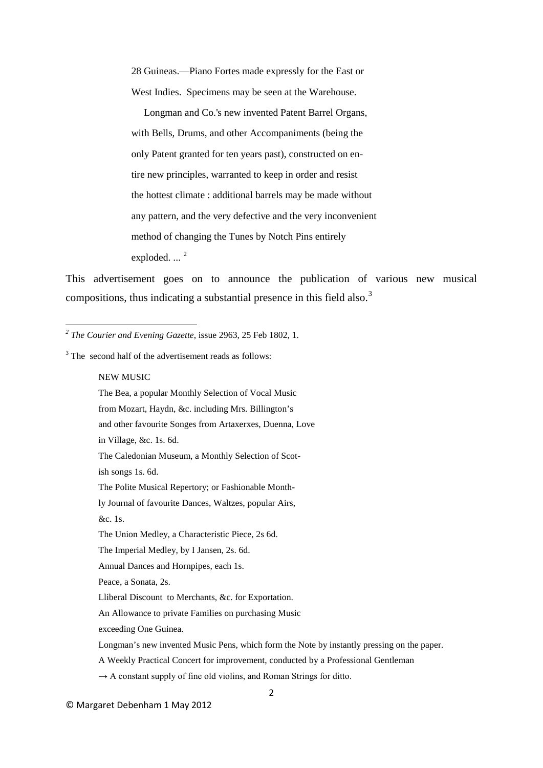> 28 Guineas.—Piano Fortes made expressly for the East or West Indies. Specimens may be seen at the Warehouse.
>
> Longman and Co.'s new invented Patent Barrel Organs, with Bells, Drums, and other Accompaniments (being the only Patent granted for ten years past), constructed on entire new principles, warranted to keep in order and resist the hottest climate : additional barrels may be made without any pattern, and the very defective and the very inconvenient method of changing the Tunes by Notch Pins entirely exploded. ... [2]

This advertisement goes on to announce the publication of various new musical compositions, thus indicating a substantial presence in this field also.[3]

---

[2] *The Courier and Evening Gazette*, issue 2963, 25 Feb 1802, 1.

[3] The second half of the advertisement reads as follows:

> NEW MUSIC
>
> The Bea, a popular Monthly Selection of Vocal Music from Mozart, Haydn, &c. including Mrs. Billington's and other favourite Songes from Artaxerxes, Duenna, Love in Village, &c. 1s. 6d.
>
> The Caledonian Museum, a Monthly Selection of Scottish songs 1s. 6d.
>
> The Polite Musical Repertory; or Fashionable Monthly Journal of favourite Dances, Waltzes, popular Airs, &c. 1s.
>
> The Union Medley, a Characteristic Piece, 2s 6d.
>
> The Imperial Medley, by I Jansen, 2s. 6d.
>
> Annual Dances and Hornpipes, each 1s.
>
> Peace, a Sonata, 2s.
>
> Lliberal Discount to Merchants, &c. for Exportation.
>
> An Allowance to private Families on purchasing Music exceeding One Guinea.
>
> Longman's new invented Music Pens, which form the Note by instantly pressing on the paper.
>
> A Weekly Practical Concert for improvement, conducted by a Professional Gentleman
>
> → A constant supply of fine old violins, and Roman Strings for ditto.

© Margaret Debenham 1 May 2012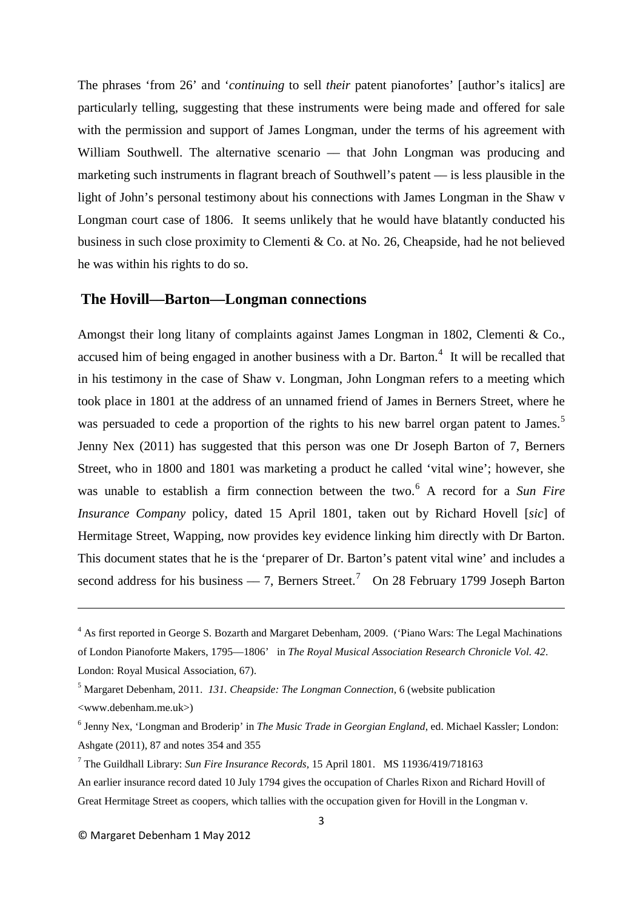The phrases 'from 26' and '*continuing* to sell *their* patent pianofortes' [author's italics] are particularly telling, suggesting that these instruments were being made and offered for sale with the permission and support of James Longman, under the terms of his agreement with William Southwell. The alternative scenario — that John Longman was producing and marketing such instruments in flagrant breach of Southwell's patent — is less plausible in the light of John's personal testimony about his connections with James Longman in the Shaw v Longman court case of 1806. It seems unlikely that he would have blatantly conducted his business in such close proximity to Clementi & Co. at No. 26, Cheapside, had he not believed he was within his rights to do so.

## The Hovill—Barton—Longman connections

Amongst their long litany of complaints against James Longman in 1802, Clementi & Co., accused him of being engaged in another business with a Dr. Barton.[4] It will be recalled that in his testimony in the case of Shaw v. Longman, John Longman refers to a meeting which took place in 1801 at the address of an unnamed friend of James in Berners Street, where he was persuaded to cede a proportion of the rights to his new barrel organ patent to James.[5] Jenny Nex (2011) has suggested that this person was one Dr Joseph Barton of 7, Berners Street, who in 1800 and 1801 was marketing a product he called 'vital wine'; however, she was unable to establish a firm connection between the two.[6] A record for a *Sun Fire Insurance Company* policy, dated 15 April 1801, taken out by Richard Hovell [*sic*] of Hermitage Street, Wapping, now provides key evidence linking him directly with Dr Barton. This document states that he is the 'preparer of Dr. Barton's patent vital wine' and includes a second address for his business — 7, Berners Street.[7] On 28 February 1799 Joseph Barton

---

[4] As first reported in George S. Bozarth and Margaret Debenham, 2009. ('Piano Wars: The Legal Machinations of London Pianoforte Makers, 1795—1806' in *The Royal Musical Association Research Chronicle Vol. 42*. London: Royal Musical Association, 67).

[5] Margaret Debenham, 2011. *131. Cheapside: The Longman Connection*, 6 (website publication <www.debenham.me.uk>)

[6] Jenny Nex, 'Longman and Broderip' in *The Music Trade in Georgian England*, ed. Michael Kassler; London: Ashgate (2011), 87 and notes 354 and 355

[7] The Guildhall Library: *Sun Fire Insurance Records,* 15 April 1801. MS 11936/419/718163
An earlier insurance record dated 10 July 1794 gives the occupation of Charles Rixon and Richard Hovill of Great Hermitage Street as coopers, which tallies with the occupation given for Hovill in the Longman v.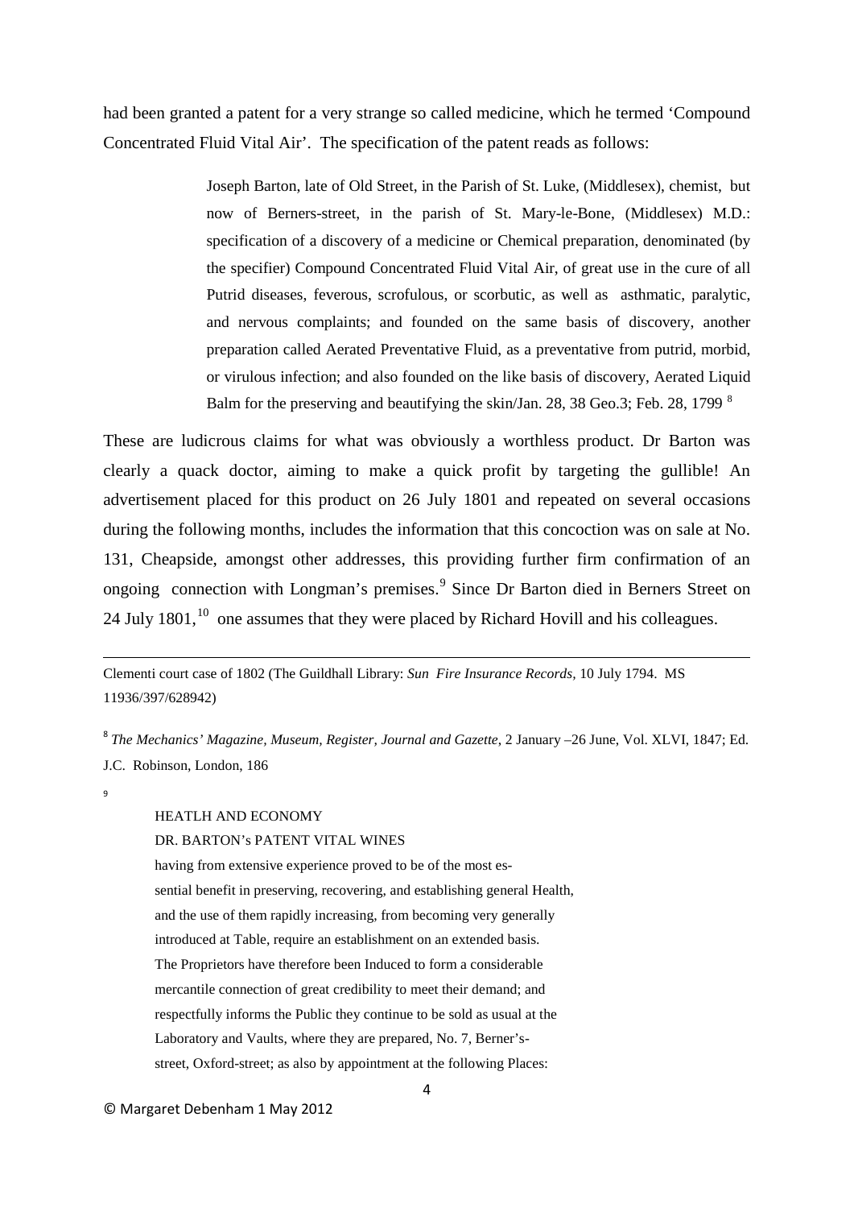had been granted a patent for a very strange so called medicine, which he termed 'Compound Concentrated Fluid Vital Air'. The specification of the patent reads as follows:

> Joseph Barton, late of Old Street, in the Parish of St. Luke, (Middlesex), chemist, but now of Berners-street, in the parish of St. Mary-le-Bone, (Middlesex) M.D.: specification of a discovery of a medicine or Chemical preparation, denominated (by the specifier) Compound Concentrated Fluid Vital Air, of great use in the cure of all Putrid diseases, feverous, scrofulous, or scorbutic, as well as asthmatic, paralytic, and nervous complaints; and founded on the same basis of discovery, another preparation called Aerated Preventative Fluid, as a preventative from putrid, morbid, or virulous infection; and also founded on the like basis of discovery, Aerated Liquid Balm for the preserving and beautifying the skin/Jan. 28, 38 Geo.3; Feb. 28, 1799 [8]

These are ludicrous claims for what was obviously a worthless product. Dr Barton was clearly a quack doctor, aiming to make a quick profit by targeting the gullible! An advertisement placed for this product on 26 July 1801 and repeated on several occasions during the following months, includes the information that this concoction was on sale at No. 131, Cheapside, amongst other addresses, this providing further firm confirmation of an ongoing connection with Longman's premises.[9] Since Dr Barton died in Berners Street on 24 July 1801,[10] one assumes that they were placed by Richard Hovill and his colleagues.

---

Clementi court case of 1802 (The Guildhall Library: *Sun Fire Insurance Records*, 10 July 1794. MS 11936/397/628942)

[8] *The Mechanics' Magazine, Museum, Register, Journal and Gazette*, 2 January –26 June, Vol. XLVI, 1847; Ed. J.C. Robinson, London, 186

[9]

> HEATLH AND ECONOMY
> DR. BARTON's PATENT VITAL WINES
> having from extensive experience proved to be of the most essential benefit in preserving, recovering, and establishing general Health, and the use of them rapidly increasing, from becoming very generally introduced at Table, require an establishment on an extended basis. The Proprietors have therefore been Induced to form a considerable mercantile connection of great credibility to meet their demand; and respectfully informs the Public they continue to be sold as usual at the Laboratory and Vaults, where they are prepared, No. 7, Berner's-street, Oxford-street; as also by appointment at the following Places:

© Margaret Debenham 1 May 2012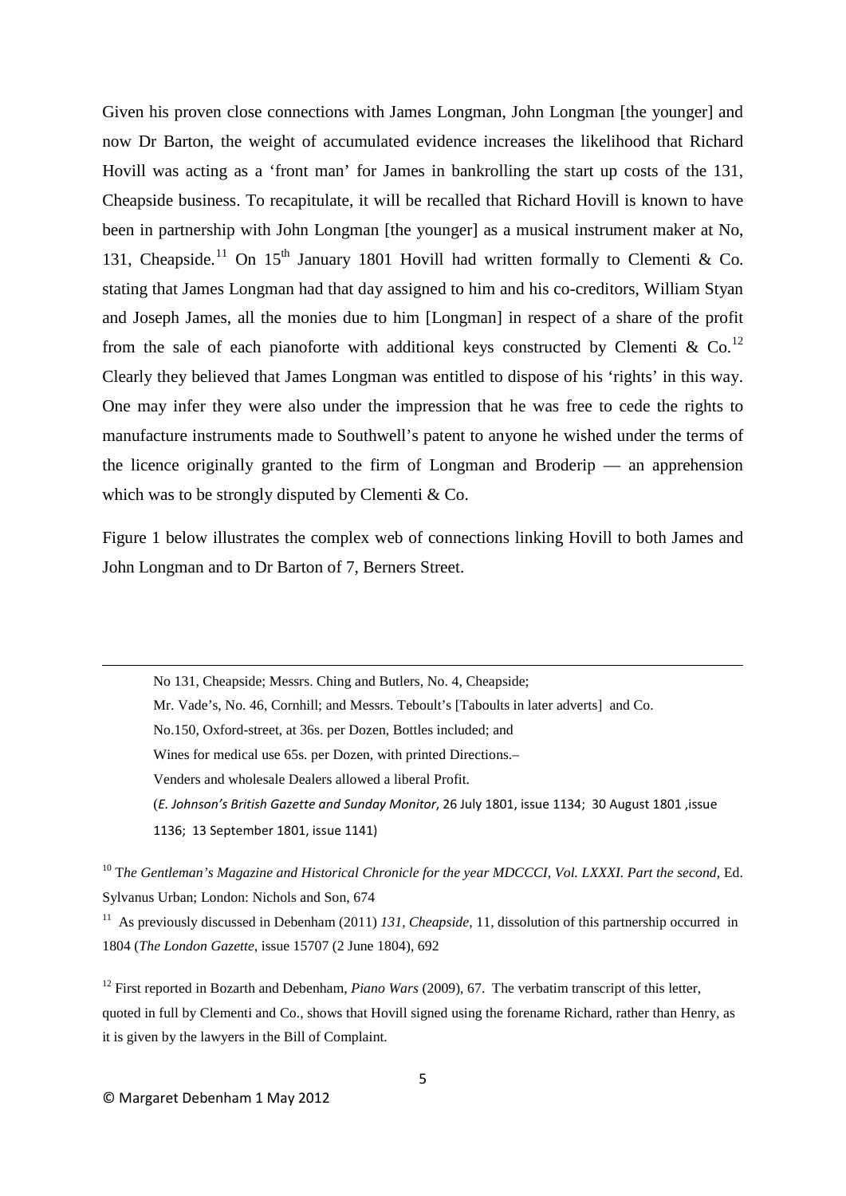Given his proven close connections with James Longman, John Longman [the younger] and now Dr Barton, the weight of accumulated evidence increases the likelihood that Richard Hovill was acting as a 'front man' for James in bankrolling the start up costs of the 131, Cheapside business. To recapitulate, it will be recalled that Richard Hovill is known to have been in partnership with John Longman [the younger] as a musical instrument maker at No, 131, Cheapside.[11] On 15th January 1801 Hovill had written formally to Clementi & Co. stating that James Longman had that day assigned to him and his co-creditors, William Styan and Joseph James, all the monies due to him [Longman] in respect of a share of the profit from the sale of each pianoforte with additional keys constructed by Clementi & Co.[12] Clearly they believed that James Longman was entitled to dispose of his 'rights' in this way. One may infer they were also under the impression that he was free to cede the rights to manufacture instruments made to Southwell's patent to anyone he wished under the terms of the licence originally granted to the firm of Longman and Broderip — an apprehension which was to be strongly disputed by Clementi & Co.

Figure 1 below illustrates the complex web of connections linking Hovill to both James and John Longman and to Dr Barton of 7, Berners Street.

---

No 131, Cheapside; Messrs. Ching and Butlers, No. 4, Cheapside;
Mr. Vade's, No. 46, Cornhill; and Messrs. Teboult's [Taboults in later adverts] and Co.
No.150, Oxford-street, at 36s. per Dozen, Bottles included; and
Wines for medical use 65s. per Dozen, with printed Directions.–
Venders and wholesale Dealers allowed a liberal Profit.
(*E. Johnson's British Gazette and Sunday Monitor*, 26 July 1801, issue 1134; 30 August 1801 ,issue 1136; 13 September 1801, issue 1141)

[10] T*he Gentleman's Magazine and Historical Chronicle for the year MDCCCI, Vol. LXXXI. Part the second*, Ed. Sylvanus Urban; London: Nichols and Son, 674

[11] As previously discussed in Debenham (2011) *131, Cheapside*, 11, dissolution of this partnership occurred in 1804 (*The London Gazette*, issue 15707 (2 June 1804), 692

[12] First reported in Bozarth and Debenham, *Piano Wars* (2009), 67. The verbatim transcript of this letter, quoted in full by Clementi and Co., shows that Hovill signed using the forename Richard, rather than Henry, as it is given by the lawyers in the Bill of Complaint.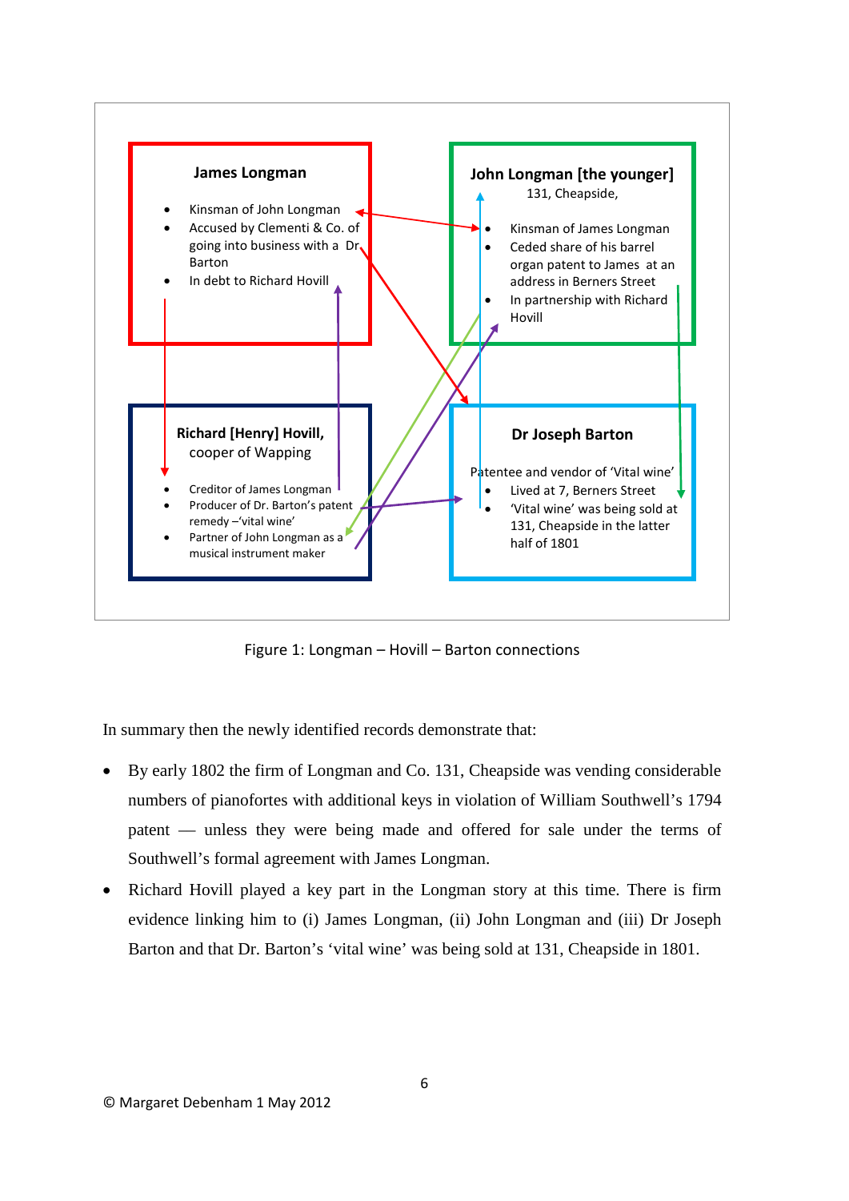**James Longman**

- Kinsman of John Longman
- Accused by Clementi & Co. of going into business with a Dr Barton
- In debt to Richard Hovill

**John Longman [the younger]**
131, Cheapside,

- Kinsman of James Longman
- Ceded share of his barrel organ patent to James at an address in Berners Street
- In partnership with Richard Hovill

**Richard [Henry] Hovill,** cooper of Wapping

- Creditor of James Longman
- Producer of Dr. Barton's patent remedy –'vital wine'
- Partner of John Longman as a musical instrument maker

**Dr Joseph Barton**

Patentee and vendor of 'Vital wine'

- Lived at 7, Berners Street
- 'Vital wine' was being sold at 131, Cheapside in the latter half of 1801

Figure 1: Longman – Hovill – Barton connections

In summary then the newly identified records demonstrate that:

- By early 1802 the firm of Longman and Co. 131, Cheapside was vending considerable numbers of pianofortes with additional keys in violation of William Southwell's 1794 patent — unless they were being made and offered for sale under the terms of Southwell's formal agreement with James Longman.
- Richard Hovill played a key part in the Longman story at this time. There is firm evidence linking him to (i) James Longman, (ii) John Longman and (iii) Dr Joseph Barton and that Dr. Barton's 'vital wine' was being sold at 131, Cheapside in 1801.

© Margaret Debenham 1 May 2012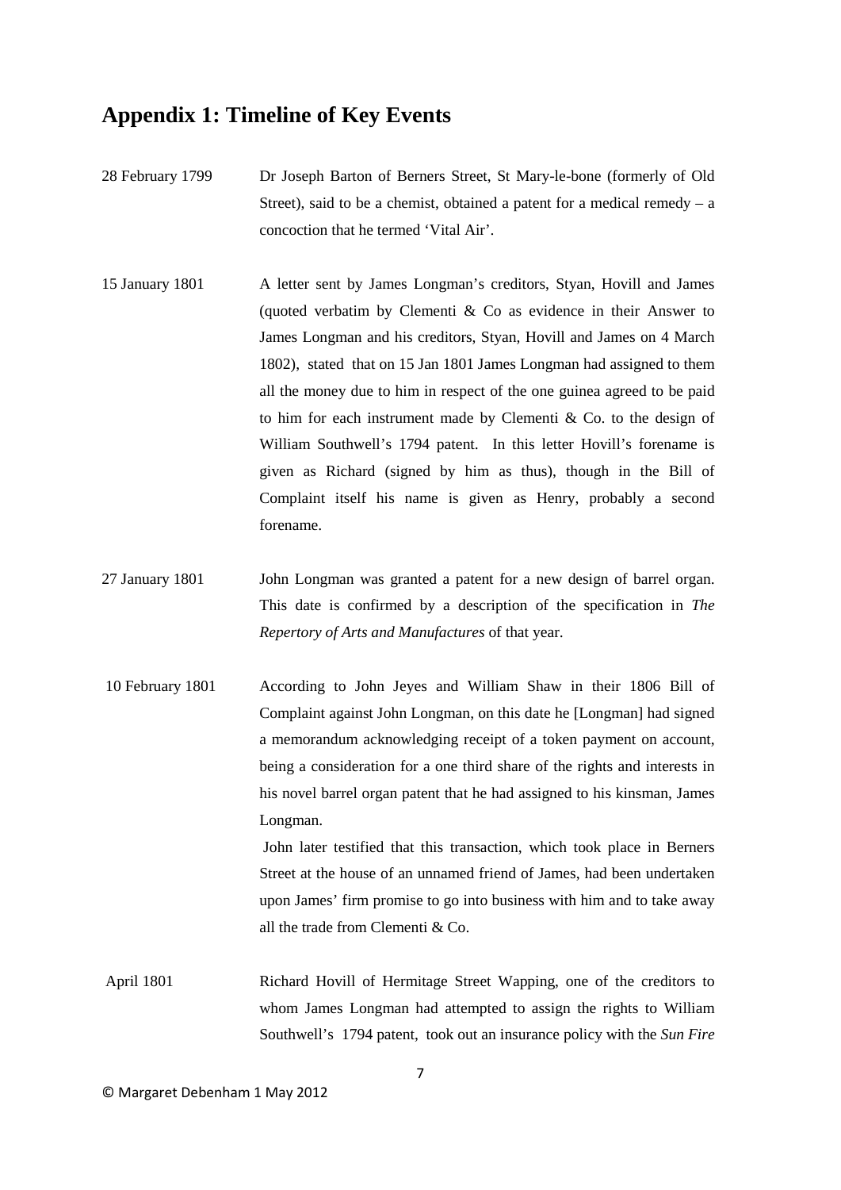## Appendix 1: Timeline of Key Events

28 February 1799 — Dr Joseph Barton of Berners Street, St Mary-le-bone (formerly of Old Street), said to be a chemist, obtained a patent for a medical remedy – a concoction that he termed 'Vital Air'.

15 January 1801 — A letter sent by James Longman's creditors, Styan, Hovill and James (quoted verbatim by Clementi & Co as evidence in their Answer to James Longman and his creditors, Styan, Hovill and James on 4 March 1802), stated that on 15 Jan 1801 James Longman had assigned to them all the money due to him in respect of the one guinea agreed to be paid to him for each instrument made by Clementi & Co. to the design of William Southwell's 1794 patent. In this letter Hovill's forename is given as Richard (signed by him as thus), though in the Bill of Complaint itself his name is given as Henry, probably a second forename.

27 January 1801 — John Longman was granted a patent for a new design of barrel organ. This date is confirmed by a description of the specification in *The Repertory of Arts and Manufactures* of that year.

10 February 1801 — According to John Jeyes and William Shaw in their 1806 Bill of Complaint against John Longman, on this date he [Longman] had signed a memorandum acknowledging receipt of a token payment on account, being a consideration for a one third share of the rights and interests in his novel barrel organ patent that he had assigned to his kinsman, James Longman.

John later testified that this transaction, which took place in Berners Street at the house of an unnamed friend of James, had been undertaken upon James' firm promise to go into business with him and to take away all the trade from Clementi & Co.

April 1801 — Richard Hovill of Hermitage Street Wapping, one of the creditors to whom James Longman had attempted to assign the rights to William Southwell's 1794 patent, took out an insurance policy with the *Sun Fire*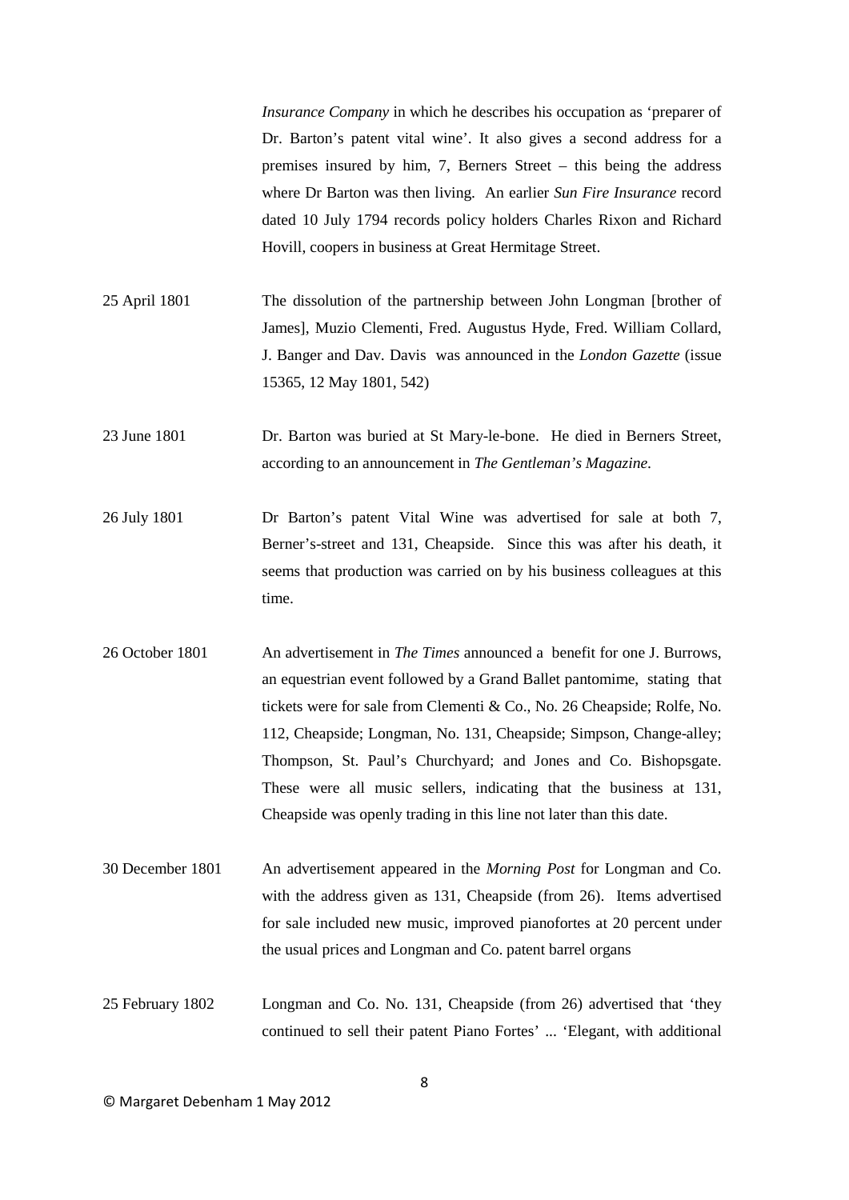*Insurance Company* in which he describes his occupation as 'preparer of Dr. Barton's patent vital wine'. It also gives a second address for a premises insured by him, 7, Berners Street – this being the address where Dr Barton was then living. An earlier *Sun Fire Insurance* record dated 10 July 1794 records policy holders Charles Rixon and Richard Hovill, coopers in business at Great Hermitage Street.

| | |
|---|---|
| 25 April 1801 | The dissolution of the partnership between John Longman [brother of James], Muzio Clementi, Fred. Augustus Hyde, Fred. William Collard, J. Banger and Dav. Davis was announced in the *London Gazette* (issue 15365, 12 May 1801, 542) |
| 23 June 1801 | Dr. Barton was buried at St Mary-le-bone. He died in Berners Street, according to an announcement in *The Gentleman's Magazine*. |
| 26 July 1801 | Dr Barton's patent Vital Wine was advertised for sale at both 7, Berner's-street and 131, Cheapside. Since this was after his death, it seems that production was carried on by his business colleagues at this time. |
| 26 October 1801 | An advertisement in *The Times* announced a benefit for one J. Burrows, an equestrian event followed by a Grand Ballet pantomime, stating that tickets were for sale from Clementi & Co., No. 26 Cheapside; Rolfe, No. 112, Cheapside; Longman, No. 131, Cheapside; Simpson, Change-alley; Thompson, St. Paul's Churchyard; and Jones and Co. Bishopsgate. These were all music sellers, indicating that the business at 131, Cheapside was openly trading in this line not later than this date. |
| 30 December 1801 | An advertisement appeared in the *Morning Post* for Longman and Co. with the address given as 131, Cheapside (from 26). Items advertised for sale included new music, improved pianofortes at 20 percent under the usual prices and Longman and Co. patent barrel organs |
| 25 February 1802 | Longman and Co. No. 131, Cheapside (from 26) advertised that 'they continued to sell their patent Piano Fortes' ... 'Elegant, with additional |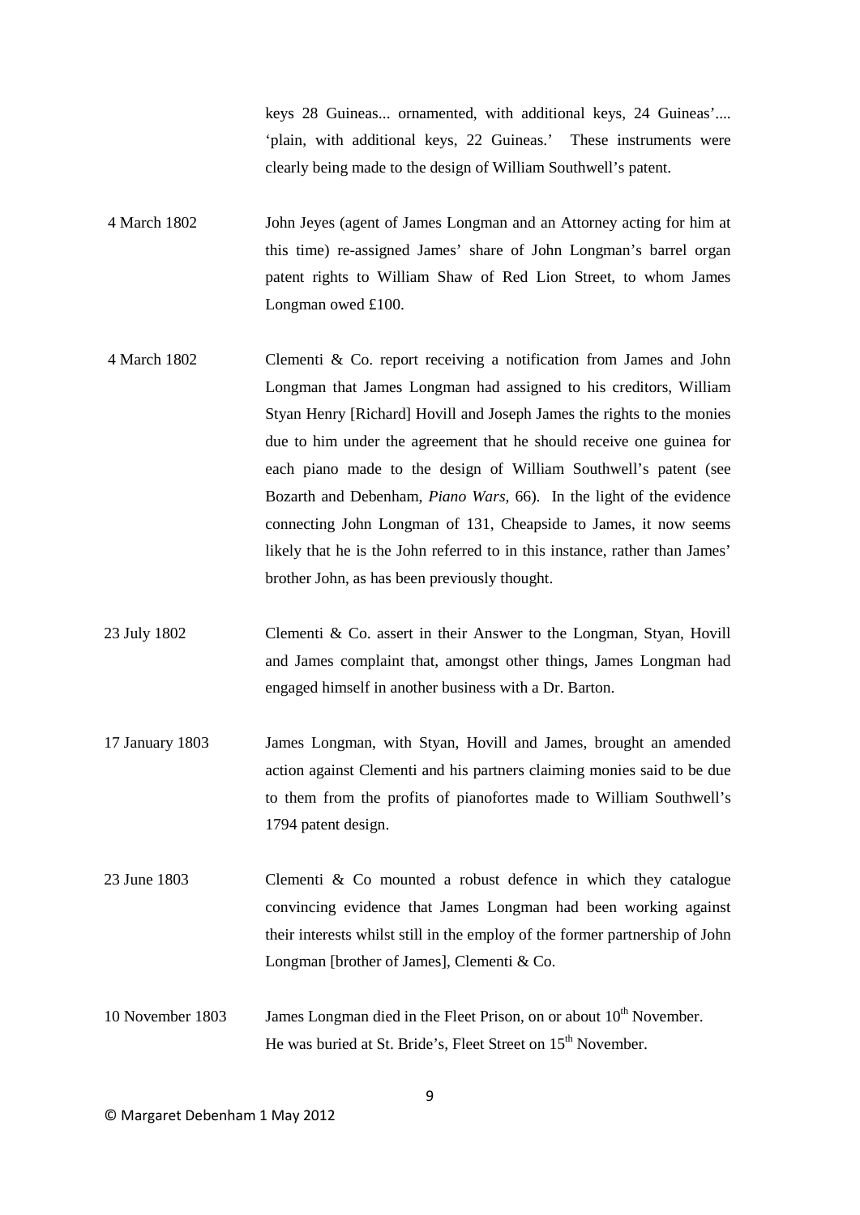|  |  |
|---|---|
|  | keys 28 Guineas... ornamented, with additional keys, 24 Guineas'.... 'plain, with additional keys, 22 Guineas.' These instruments were clearly being made to the design of William Southwell's patent. |
| 4 March 1802 | John Jeyes (agent of James Longman and an Attorney acting for him at this time) re-assigned James' share of John Longman's barrel organ patent rights to William Shaw of Red Lion Street, to whom James Longman owed £100. |
| 4 March 1802 | Clementi & Co. report receiving a notification from James and John Longman that James Longman had assigned to his creditors, William Styan Henry [Richard] Hovill and Joseph James the rights to the monies due to him under the agreement that he should receive one guinea for each piano made to the design of William Southwell's patent (see Bozarth and Debenham, *Piano Wars*, 66). In the light of the evidence connecting John Longman of 131, Cheapside to James, it now seems likely that he is the John referred to in this instance, rather than James' brother John, as has been previously thought. |
| 23 July 1802 | Clementi & Co. assert in their Answer to the Longman, Styan, Hovill and James complaint that, amongst other things, James Longman had engaged himself in another business with a Dr. Barton. |
| 17 January 1803 | James Longman, with Styan, Hovill and James, brought an amended action against Clementi and his partners claiming monies said to be due to them from the profits of pianofortes made to William Southwell's 1794 patent design. |
| 23 June 1803 | Clementi & Co mounted a robust defence in which they catalogue convincing evidence that James Longman had been working against their interests whilst still in the employ of the former partnership of John Longman [brother of James], Clementi & Co. |
| 10 November 1803 | James Longman died in the Fleet Prison, on or about 10th November. He was buried at St. Bride's, Fleet Street on 15th November. |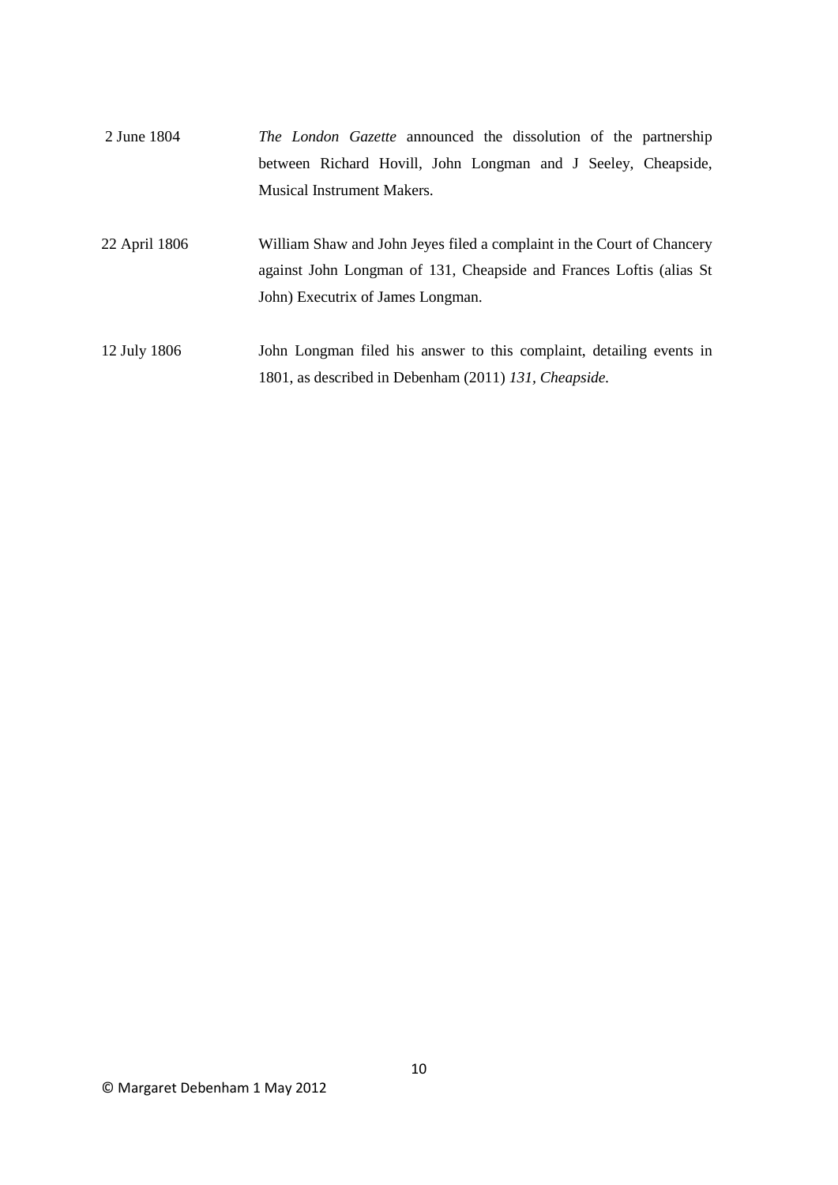| | |
|---|---|
| 2 June 1804 | *The London Gazette* announced the dissolution of the partnership between Richard Hovill, John Longman and J Seeley, Cheapside, Musical Instrument Makers. |
| 22 April 1806 | William Shaw and John Jeyes filed a complaint in the Court of Chancery against John Longman of 131, Cheapside and Frances Loftis (alias St John) Executrix of James Longman. |
| 12 July 1806 | John Longman filed his answer to this complaint, detailing events in 1801, as described in Debenham (2011) *131, Cheapside.* |

© Margaret Debenham 1 May 2012